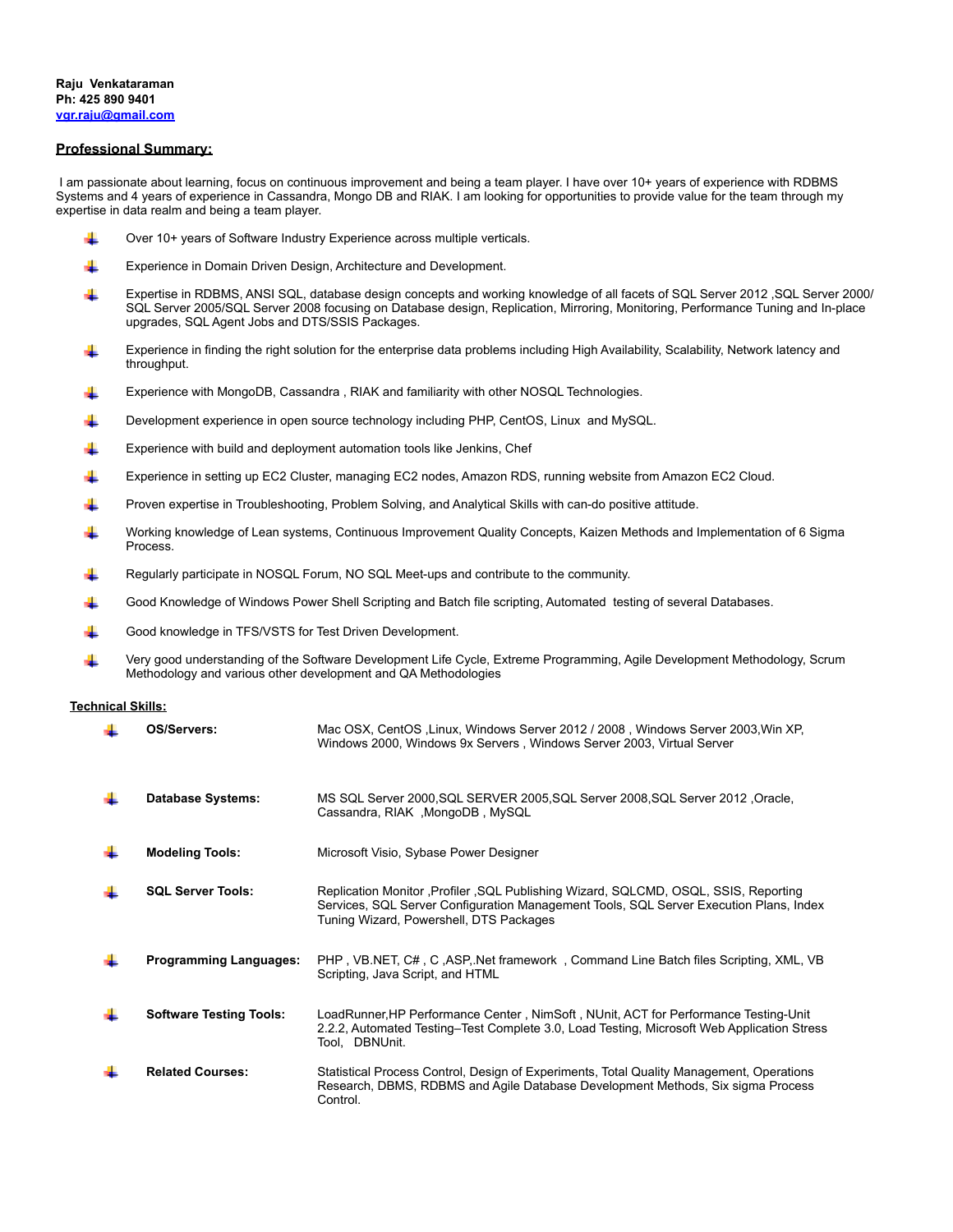**Raju Venkataraman**
**Ph: 425 890 9401**
**[vgr.raju@gmail.com](mailto:vgr.raju@gmail.com)**

## Professional Summary:

I am passionate about learning, focus on continuous improvement and being a team player. I have over 10+ years of experience with RDBMS Systems and 4 years of experience in Cassandra, Mongo DB and RIAK. I am looking for opportunities to provide value for the team through my expertise in data realm and being a team player.

- Over 10+ years of Software Industry Experience across multiple verticals.
- Experience in Domain Driven Design, Architecture and Development.
- Expertise in RDBMS, ANSI SQL, database design concepts and working knowledge of all facets of SQL Server 2012 ,SQL Server 2000/ SQL Server 2005/SQL Server 2008 focusing on Database design, Replication, Mirroring, Monitoring, Performance Tuning and In-place upgrades, SQL Agent Jobs and DTS/SSIS Packages.
- Experience in finding the right solution for the enterprise data problems including High Availability, Scalability, Network latency and throughput.
- Experience with MongoDB, Cassandra , RIAK and familiarity with other NOSQL Technologies.
- Development experience in open source technology including PHP, CentOS, Linux and MySQL.
- Experience with build and deployment automation tools like Jenkins, Chef
- Experience in setting up EC2 Cluster, managing EC2 nodes, Amazon RDS, running website from Amazon EC2 Cloud.
- Proven expertise in Troubleshooting, Problem Solving, and Analytical Skills with can-do positive attitude.
- Working knowledge of Lean systems, Continuous Improvement Quality Concepts, Kaizen Methods and Implementation of 6 Sigma Process.
- Regularly participate in NOSQL Forum, NO SQL Meet-ups and contribute to the community.
- Good Knowledge of Windows Power Shell Scripting and Batch file scripting, Automated testing of several Databases.
- Good knowledge in TFS/VSTS for Test Driven Development.
- Very good understanding of the Software Development Life Cycle, Extreme Programming, Agile Development Methodology, Scrum Methodology and various other development and QA Methodologies

## Technical Skills:

- **OS/Servers:** Mac OSX, CentOS ,Linux, Windows Server 2012 / 2008 , Windows Server 2003,Win XP, Windows 2000, Windows 9x Servers , Windows Server 2003, Virtual Server
- **Database Systems:** MS SQL Server 2000,SQL SERVER 2005,SQL Server 2008,SQL Server 2012 ,Oracle, Cassandra, RIAK ,MongoDB , MySQL
- **Modeling Tools:** Microsoft Visio, Sybase Power Designer
- **SQL Server Tools:** Replication Monitor ,Profiler ,SQL Publishing Wizard, SQLCMD, OSQL, SSIS, Reporting Services, SQL Server Configuration Management Tools, SQL Server Execution Plans, Index Tuning Wizard, Powershell, DTS Packages
- **Programming Languages:** PHP , VB.NET, C# , C ,ASP,.Net framework , Command Line Batch files Scripting, XML, VB Scripting, Java Script, and HTML
- **Software Testing Tools:** LoadRunner,HP Performance Center , NimSoft , NUnit, ACT for Performance Testing-Unit 2.2.2, Automated Testing–Test Complete 3.0, Load Testing, Microsoft Web Application Stress Tool, DBNUnit.
- **Related Courses:** Statistical Process Control, Design of Experiments, Total Quality Management, Operations Research, DBMS, RDBMS and Agile Database Development Methods, Six sigma Process Control.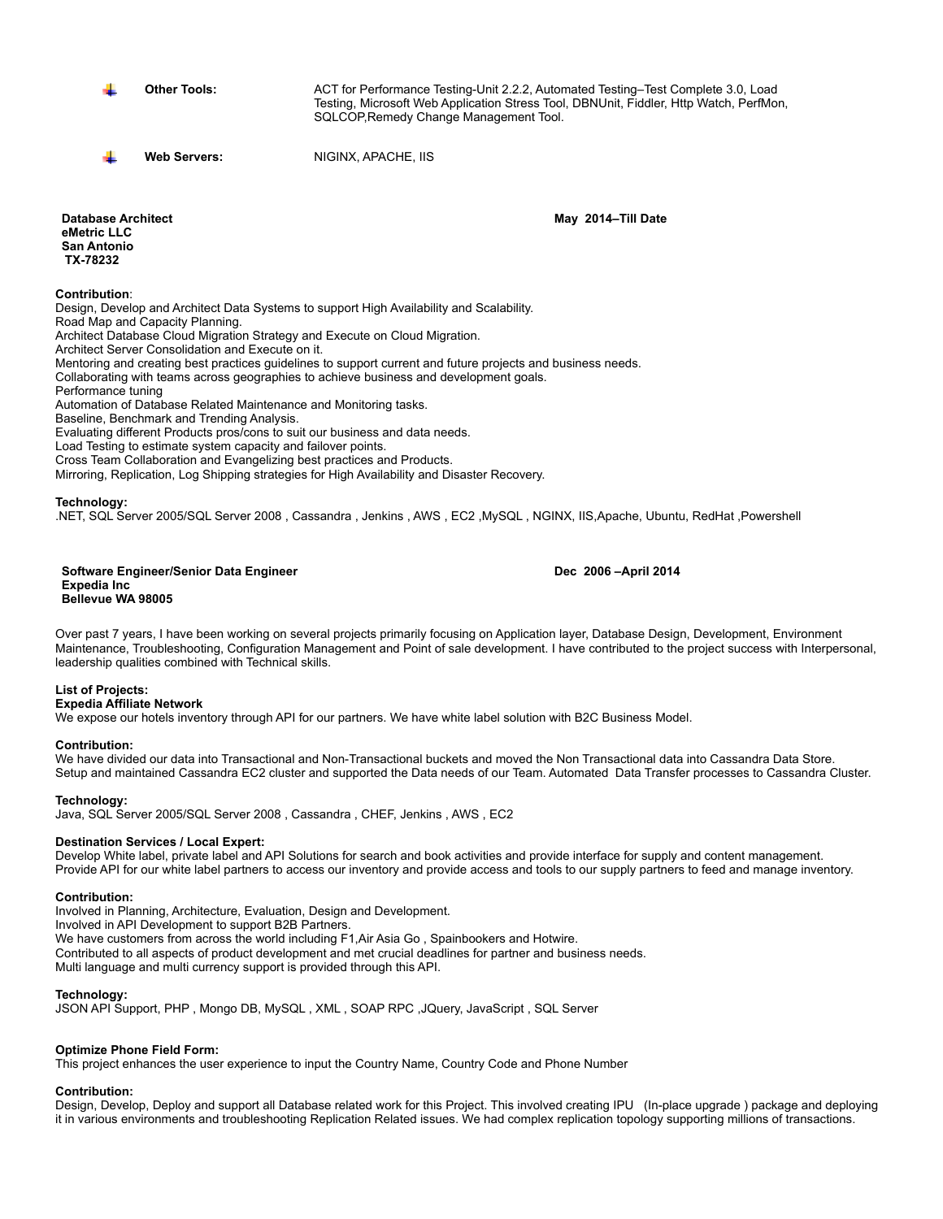- **Other Tools:** ACT for Performance Testing-Unit 2.2.2, Automated Testing–Test Complete 3.0, Load Testing, Microsoft Web Application Stress Tool, DBNUnit, Fiddler, Http Watch, PerfMon, SQLCOP,Remedy Change Management Tool.

- **Web Servers:** NIGINX, APACHE, IIS

**Database Architect** **May 2014–Till Date**
**eMetric LLC**
**San Antonio**
**TX-78232**

**Contribution**:
Design, Develop and Architect Data Systems to support High Availability and Scalability.
Road Map and Capacity Planning.
Architect Database Cloud Migration Strategy and Execute on Cloud Migration.
Architect Server Consolidation and Execute on it.
Mentoring and creating best practices guidelines to support current and future projects and business needs.
Collaborating with teams across geographies to achieve business and development goals.
Performance tuning
Automation of Database Related Maintenance and Monitoring tasks.
Baseline, Benchmark and Trending Analysis.
Evaluating different Products pros/cons to suit our business and data needs.
Load Testing to estimate system capacity and failover points.
Cross Team Collaboration and Evangelizing best practices and Products.
Mirroring, Replication, Log Shipping strategies for High Availability and Disaster Recovery.

**Technology:**
.NET, SQL Server 2005/SQL Server 2008 , Cassandra , Jenkins , AWS , EC2 ,MySQL , NGINX, IIS,Apache, Ubuntu, RedHat ,Powershell

**Software Engineer/Senior Data Engineer** **Dec 2006 –April 2014**
**Expedia Inc**
**Bellevue WA 98005**

Over past 7 years, I have been working on several projects primarily focusing on Application layer, Database Design, Development, Environment Maintenance, Troubleshooting, Configuration Management and Point of sale development. I have contributed to the project success with Interpersonal, leadership qualities combined with Technical skills.

**List of Projects:**
**Expedia Affiliate Network**
We expose our hotels inventory through API for our partners. We have white label solution with B2C Business Model.

**Contribution:**
We have divided our data into Transactional and Non-Transactional buckets and moved the Non Transactional data into Cassandra Data Store. Setup and maintained Cassandra EC2 cluster and supported the Data needs of our Team. Automated Data Transfer processes to Cassandra Cluster.

**Technology:**
Java, SQL Server 2005/SQL Server 2008 , Cassandra , CHEF, Jenkins , AWS , EC2

**Destination Services / Local Expert:**
Develop White label, private label and API Solutions for search and book activities and provide interface for supply and content management. Provide API for our white label partners to access our inventory and provide access and tools to our supply partners to feed and manage inventory.

**Contribution:**
Involved in Planning, Architecture, Evaluation, Design and Development.
Involved in API Development to support B2B Partners.
We have customers from across the world including F1,Air Asia Go , Spainbookers and Hotwire.
Contributed to all aspects of product development and met crucial deadlines for partner and business needs.
Multi language and multi currency support is provided through this API.

**Technology:**
JSON API Support, PHP , Mongo DB, MySQL , XML , SOAP RPC ,JQuery, JavaScript , SQL Server

**Optimize Phone Field Form:**
This project enhances the user experience to input the Country Name, Country Code and Phone Number

**Contribution:**
Design, Develop, Deploy and support all Database related work for this Project. This involved creating IPU (In-place upgrade ) package and deploying it in various environments and troubleshooting Replication Related issues. We had complex replication topology supporting millions of transactions.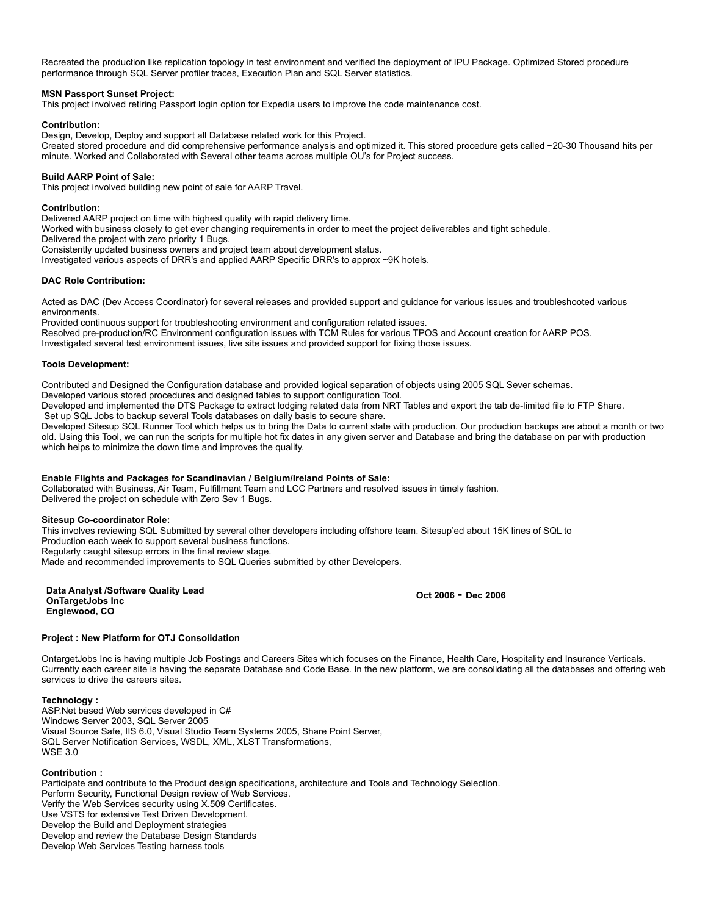Recreated the production like replication topology in test environment and verified the deployment of IPU Package. Optimized Stored procedure performance through SQL Server profiler traces, Execution Plan and SQL Server statistics.

**MSN Passport Sunset Project:**
This project involved retiring Passport login option for Expedia users to improve the code maintenance cost.

**Contribution:**
Design, Develop, Deploy and support all Database related work for this Project.
Created stored procedure and did comprehensive performance analysis and optimized it. This stored procedure gets called ~20-30 Thousand hits per minute. Worked and Collaborated with Several other teams across multiple OU's for Project success.

**Build AARP Point of Sale:**
This project involved building new point of sale for AARP Travel.

**Contribution:**
Delivered AARP project on time with highest quality with rapid delivery time.
Worked with business closely to get ever changing requirements in order to meet the project deliverables and tight schedule.
Delivered the project with zero priority 1 Bugs.
Consistently updated business owners and project team about development status.
Investigated various aspects of DRR's and applied AARP Specific DRR's to approx ~9K hotels.

**DAC Role Contribution:**

Acted as DAC (Dev Access Coordinator) for several releases and provided support and guidance for various issues and troubleshooted various environments.
Provided continuous support for troubleshooting environment and configuration related issues.
Resolved pre-production/RC Environment configuration issues with TCM Rules for various TPOS and Account creation for AARP POS.
Investigated several test environment issues, live site issues and provided support for fixing those issues.

**Tools Development:**

Contributed and Designed the Configuration database and provided logical separation of objects using 2005 SQL Sever schemas.
Developed various stored procedures and designed tables to support configuration Tool.
Developed and implemented the DTS Package to extract lodging related data from NRT Tables and export the tab de-limited file to FTP Share.
Set up SQL Jobs to backup several Tools databases on daily basis to secure share.
Developed Sitesup SQL Runner Tool which helps us to bring the Data to current state with production. Our production backups are about a month or two old. Using this Tool, we can run the scripts for multiple hot fix dates in any given server and Database and bring the database on par with production which helps to minimize the down time and improves the quality.

**Enable Flights and Packages for Scandinavian / Belgium/Ireland Points of Sale:**
Collaborated with Business, Air Team, Fulfillment Team and LCC Partners and resolved issues in timely fashion.
Delivered the project on schedule with Zero Sev 1 Bugs.

**Sitesup Co-coordinator Role:**
This involves reviewing SQL Submitted by several other developers including offshore team. Sitesup'ed about 15K lines of SQL to Production each week to support several business functions.
Regularly caught sitesup errors in the final review stage.
Made and recommended improvements to SQL Queries submitted by other Developers.

**Data Analyst /Software Quality Lead**
**OnTargetJobs Inc**
**Englewood, CO**

**Oct 2006 - Dec 2006**

**Project : New Platform for OTJ Consolidation**

OntargetJobs Inc is having multiple Job Postings and Careers Sites which focuses on the Finance, Health Care, Hospitality and Insurance Verticals. Currently each career site is having the separate Database and Code Base. In the new platform, we are consolidating all the databases and offering web services to drive the careers sites.

**Technology :**
ASP.Net based Web services developed in C#
Windows Server 2003, SQL Server 2005
Visual Source Safe, IIS 6.0, Visual Studio Team Systems 2005, Share Point Server,
SQL Server Notification Services, WSDL, XML, XLST Transformations,
WSE 3.0

**Contribution :**
Participate and contribute to the Product design specifications, architecture and Tools and Technology Selection.
Perform Security, Functional Design review of Web Services.
Verify the Web Services security using X.509 Certificates.
Use VSTS for extensive Test Driven Development.
Develop the Build and Deployment strategies
Develop and review the Database Design Standards
Develop Web Services Testing harness tools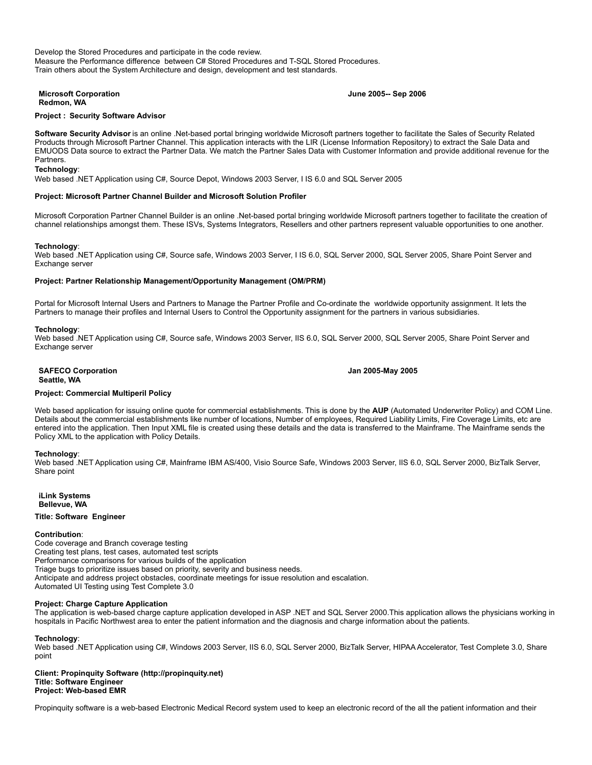Develop the Stored Procedures and participate in the code review.
Measure the Performance difference between C# Stored Procedures and T-SQL Stored Procedures.
Train others about the System Architecture and design, development and test standards.

**Microsoft Corporation** **June 2005-- Sep 2006**
**Redmond, WA**

**Project : Security Software Advisor**

**Software Security Advisor** is an online .Net-based portal bringing worldwide Microsoft partners together to facilitate the Sales of Security Related Products through Microsoft Partner Channel. This application interacts with the LIR (License Information Repository) to extract the Sale Data and EMUODS Data source to extract the Partner Data. We match the Partner Sales Data with Customer Information and provide additional revenue for the Partners.

**Technology**:
Web based .NET Application using C#, Source Depot, Windows 2003 Server, I IS 6.0 and SQL Server 2005

**Project: Microsoft Partner Channel Builder and Microsoft Solution Profiler**

Microsoft Corporation Partner Channel Builder is an online .Net-based portal bringing worldwide Microsoft partners together to facilitate the creation of channel relationships amongst them. These ISVs, Systems Integrators, Resellers and other partners represent valuable opportunities to one another.

**Technology**:
Web based .NET Application using C#, Source safe, Windows 2003 Server, I IS 6.0, SQL Server 2000, SQL Server 2005, Share Point Server and Exchange server

**Project: Partner Relationship Management/Opportunity Management (OM/PRM)**

Portal for Microsoft Internal Users and Partners to Manage the Partner Profile and Co-ordinate the worldwide opportunity assignment. It lets the Partners to manage their profiles and Internal Users to Control the Opportunity assignment for the partners in various subsidiaries.

**Technology**:
Web based .NET Application using C#, Source safe, Windows 2003 Server, IIS 6.0, SQL Server 2000, SQL Server 2005, Share Point Server and Exchange server

**SAFECO Corporation** **Jan 2005-May 2005**
**Seattle, WA**

**Project: Commercial Multiperil Policy**

Web based application for issuing online quote for commercial establishments. This is done by the **AUP** (Automated Underwriter Policy) and COM Line. Details about the commercial establishments like number of locations, Number of employees, Required Liability Limits, Fire Coverage Limits, etc are entered into the application. Then Input XML file is created using these details and the data is transferred to the Mainframe. The Mainframe sends the Policy XML to the application with Policy Details.

**Technology**:
Web based .NET Application using C#, Mainframe IBM AS/400, Visio Source Safe, Windows 2003 Server, IIS 6.0, SQL Server 2000, BizTalk Server, Share point

**iLink Systems**
**Bellevue, WA**

**Title: Software Engineer**

**Contribution**:
Code coverage and Branch coverage testing
Creating test plans, test cases, automated test scripts
Performance comparisons for various builds of the application
Triage bugs to prioritize issues based on priority, severity and business needs.
Anticipate and address project obstacles, coordinate meetings for issue resolution and escalation.
Automated UI Testing using Test Complete 3.0

**Project: Charge Capture Application**
The application is web-based charge capture application developed in ASP .NET and SQL Server 2000.This application allows the physicians working in hospitals in Pacific Northwest area to enter the patient information and the diagnosis and charge information about the patients.

**Technology**:
Web based .NET Application using C#, Windows 2003 Server, IIS 6.0, SQL Server 2000, BizTalk Server, HIPAA Accelerator, Test Complete 3.0, Share point

**Client: Propinquity Software (http://propinquity.net)**
**Title: Software Engineer**
**Project: Web-based EMR**

Propinquity software is a web-based Electronic Medical Record system used to keep an electronic record of the all the patient information and their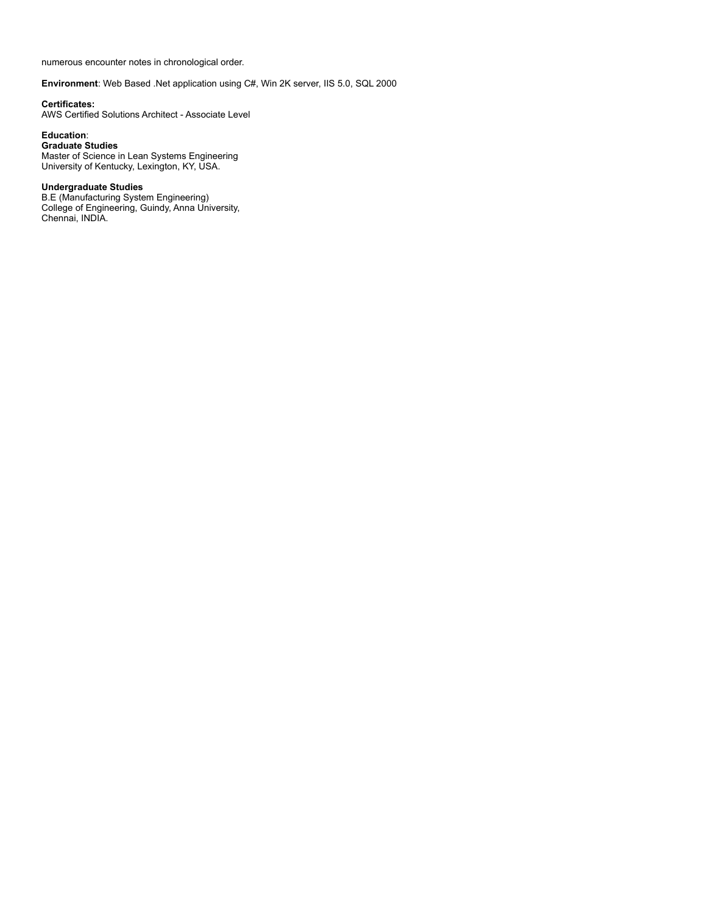numerous encounter notes in chronological order.

**Environment**: Web Based .Net application using C#, Win 2K server, IIS 5.0, SQL 2000

**Certificates:**
AWS Certified Solutions Architect - Associate Level

**Education**:
**Graduate Studies**
Master of Science in Lean Systems Engineering
University of Kentucky, Lexington, KY, USA.

**Undergraduate Studies**
B.E (Manufacturing System Engineering)
College of Engineering, Guindy, Anna University,
Chennai, INDIA.